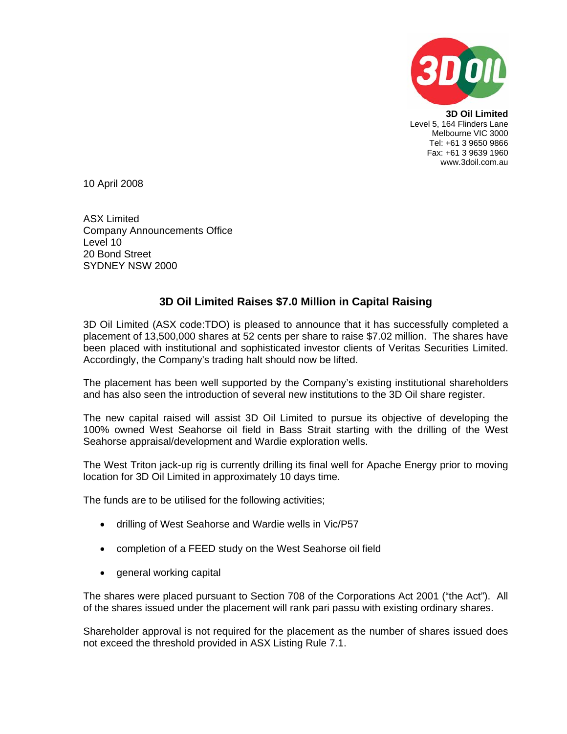**3D Oil Limited**
Level 5, 164 Flinders Lane
Melbourne VIC 3000
Tel: +61 3 9650 9866
Fax: +61 3 9639 1960
www.3doil.com.au

10 April 2008

ASX Limited
Company Announcements Office
Level 10
20 Bond Street
SYDNEY NSW 2000

## 3D Oil Limited Raises $7.0 Million in Capital Raising

3D Oil Limited (ASX code:TDO) is pleased to announce that it has successfully completed a placement of 13,500,000 shares at 52 cents per share to raise $7.02 million. The shares have been placed with institutional and sophisticated investor clients of Veritas Securities Limited. Accordingly, the Company's trading halt should now be lifted.

The placement has been well supported by the Company's existing institutional shareholders and has also seen the introduction of several new institutions to the 3D Oil share register.

The new capital raised will assist 3D Oil Limited to pursue its objective of developing the 100% owned West Seahorse oil field in Bass Strait starting with the drilling of the West Seahorse appraisal/development and Wardie exploration wells.

The West Triton jack-up rig is currently drilling its final well for Apache Energy prior to moving location for 3D Oil Limited in approximately 10 days time.

The funds are to be utilised for the following activities;

- drilling of West Seahorse and Wardie wells in Vic/P57
- completion of a FEED study on the West Seahorse oil field
- general working capital

The shares were placed pursuant to Section 708 of the Corporations Act 2001 ("the Act"). All of the shares issued under the placement will rank pari passu with existing ordinary shares.

Shareholder approval is not required for the placement as the number of shares issued does not exceed the threshold provided in ASX Listing Rule 7.1.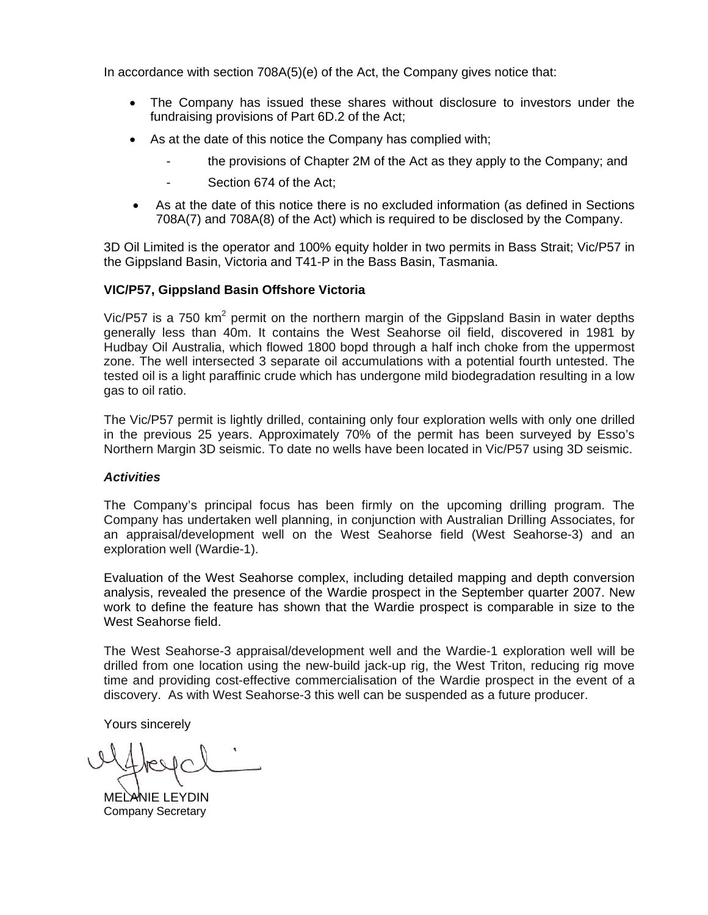In accordance with section 708A(5)(e) of the Act, the Company gives notice that:

- The Company has issued these shares without disclosure to investors under the fundraising provisions of Part 6D.2 of the Act;
- As at the date of this notice the Company has complied with;
  - the provisions of Chapter 2M of the Act as they apply to the Company; and
  - Section 674 of the Act;
- As at the date of this notice there is no excluded information (as defined in Sections 708A(7) and 708A(8) of the Act) which is required to be disclosed by the Company.

3D Oil Limited is the operator and 100% equity holder in two permits in Bass Strait; Vic/P57 in the Gippsland Basin, Victoria and T41-P in the Bass Basin, Tasmania.

**VIC/P57, Gippsland Basin Offshore Victoria**

Vic/P57 is a 750 $km^2$ permit on the northern margin of the Gippsland Basin in water depths generally less than 40m. It contains the West Seahorse oil field, discovered in 1981 by Hudbay Oil Australia, which flowed 1800 bopd through a half inch choke from the uppermost zone. The well intersected 3 separate oil accumulations with a potential fourth untested. The tested oil is a light paraffinic crude which has undergone mild biodegradation resulting in a low gas to oil ratio.

The Vic/P57 permit is lightly drilled, containing only four exploration wells with only one drilled in the previous 25 years. Approximately 70% of the permit has been surveyed by Esso's Northern Margin 3D seismic. To date no wells have been located in Vic/P57 using 3D seismic.

***Activities***

The Company's principal focus has been firmly on the upcoming drilling program. The Company has undertaken well planning, in conjunction with Australian Drilling Associates, for an appraisal/development well on the West Seahorse field (West Seahorse-3) and an exploration well (Wardie-1).

Evaluation of the West Seahorse complex, including detailed mapping and depth conversion analysis, revealed the presence of the Wardie prospect in the September quarter 2007. New work to define the feature has shown that the Wardie prospect is comparable in size to the West Seahorse field.

The West Seahorse-3 appraisal/development well and the Wardie-1 exploration well will be drilled from one location using the new-build jack-up rig, the West Triton, reducing rig move time and providing cost-effective commercialisation of the Wardie prospect in the event of a discovery. As with West Seahorse-3 this well can be suspended as a future producer.

Yours sincerely

MELANIE LEYDIN
Company Secretary